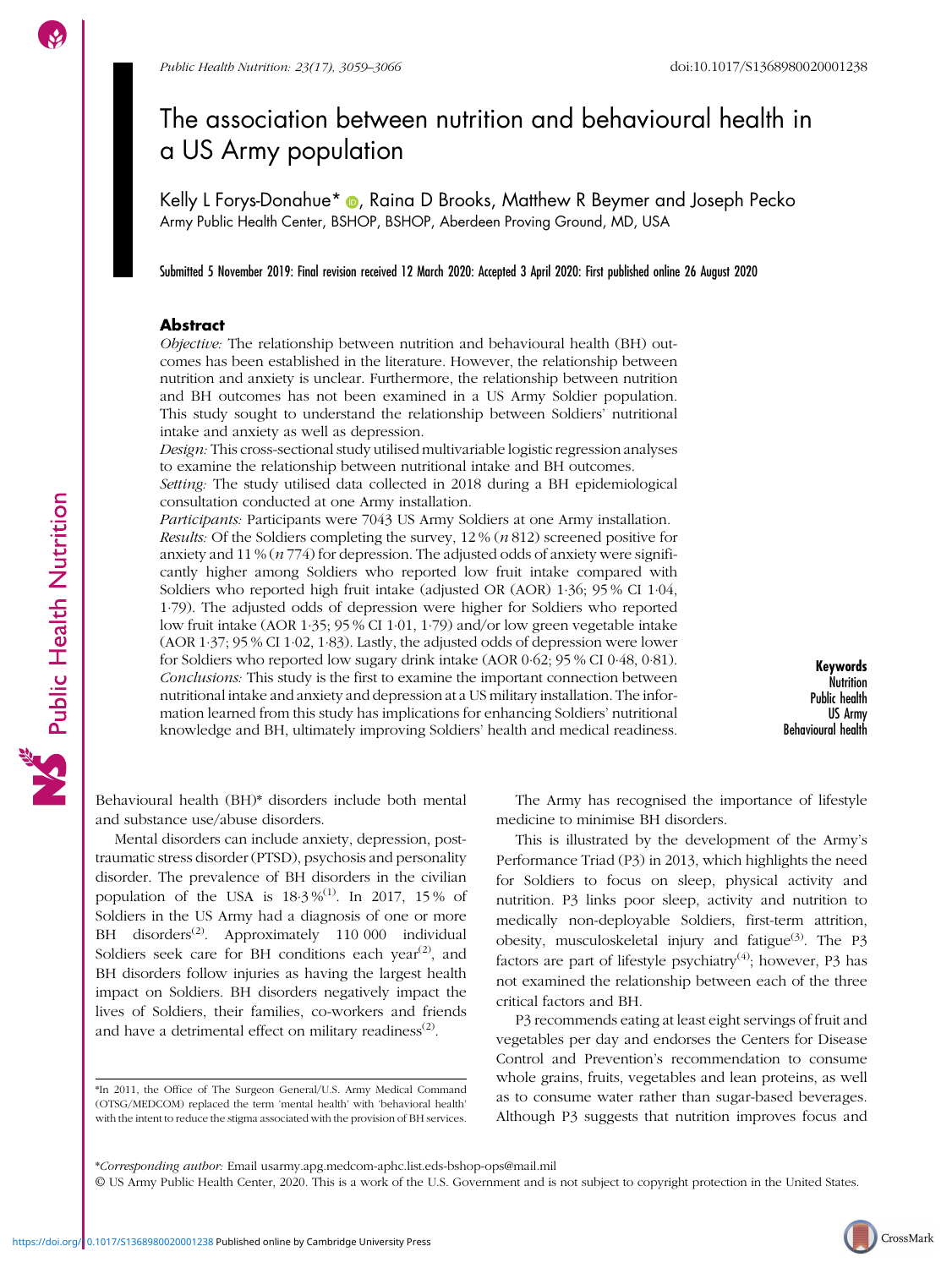# The association between nutrition and behavioural health in a US Army population

Kelly L Forys-Donahue*, Raina D Brooks, Matthew R Beymer and Joseph Pecko
Army Public Health Center, BSHOP, BSHOP, Aberdeen Proving Ground, MD, USA

Submitted 5 November 2019: Final revision received 12 March 2020: Accepted 3 April 2020: First published online 26 August 2020

## Abstract

*Objective:* The relationship between nutrition and behavioural health (BH) outcomes has been established in the literature. However, the relationship between nutrition and anxiety is unclear. Furthermore, the relationship between nutrition and BH outcomes has not been examined in a US Army Soldier population. This study sought to understand the relationship between Soldiers' nutritional intake and anxiety as well as depression.

*Design:* This cross-sectional study utilised multivariable logistic regression analyses to examine the relationship between nutritional intake and BH outcomes.

*Setting:* The study utilised data collected in 2018 during a BH epidemiological consultation conducted at one Army installation.

*Participants:* Participants were 7043 US Army Soldiers at one Army installation.

*Results:* Of the Soldiers completing the survey, 12 % (*n* 812) screened positive for anxiety and 11 % (*n* 774) for depression. The adjusted odds of anxiety were significantly higher among Soldiers who reported low fruit intake compared with Soldiers who reported high fruit intake (adjusted OR (AOR) 1·36; 95 % CI 1·04, 1·79). The adjusted odds of depression were higher for Soldiers who reported low fruit intake (AOR 1·35; 95 % CI 1·01, 1·79) and/or low green vegetable intake (AOR 1·37; 95 % CI 1·02, 1·83). Lastly, the adjusted odds of depression were lower for Soldiers who reported low sugary drink intake (AOR 0·62; 95 % CI 0·48, 0·81).

*Conclusions:* This study is the first to examine the important connection between nutritional intake and anxiety and depression at a US military installation. The information learned from this study has implications for enhancing Soldiers' nutritional knowledge and BH, ultimately improving Soldiers' health and medical readiness.

**Keywords**
Nutrition
Public health
US Army
Behavioural health

Behavioural health (BH)* disorders include both mental and substance use/abuse disorders.

Mental disorders can include anxiety, depression, post-traumatic stress disorder (PTSD), psychosis and personality disorder. The prevalence of BH disorders in the civilian population of the USA is 18·3 %[1]. In 2017, 15 % of Soldiers in the US Army had a diagnosis of one or more BH disorders[2]. Approximately 110 000 individual Soldiers seek care for BH conditions each year[2], and BH disorders follow injuries as having the largest health impact on Soldiers. BH disorders negatively impact the lives of Soldiers, their families, co-workers and friends and have a detrimental effect on military readiness[2].

The Army has recognised the importance of lifestyle medicine to minimise BH disorders.

This is illustrated by the development of the Army's Performance Triad (P3) in 2013, which highlights the need for Soldiers to focus on sleep, physical activity and nutrition. P3 links poor sleep, activity and nutrition to medically non-deployable Soldiers, first-term attrition, obesity, musculoskeletal injury and fatigue[3]. The P3 factors are part of lifestyle psychiatry[4]; however, P3 has not examined the relationship between each of the three critical factors and BH.

P3 recommends eating at least eight servings of fruit and vegetables per day and endorses the Centers for Disease Control and Prevention's recommendation to consume whole grains, fruits, vegetables and lean proteins, as well as to consume water rather than sugar-based beverages. Although P3 suggests that nutrition improves focus and

*In 2011, the Office of The Surgeon General/U.S. Army Medical Command (OTSG/MEDCOM) replaced the term 'mental health' with 'behavioral health' with the intent to reduce the stigma associated with the provision of BH services.

*Corresponding author: Email usarmy.apg.medcom-aphc.list.eds-bshop-ops@mail.mil

© US Army Public Health Center, 2020. This is a work of the U.S. Government and is not subject to copyright protection in the United States.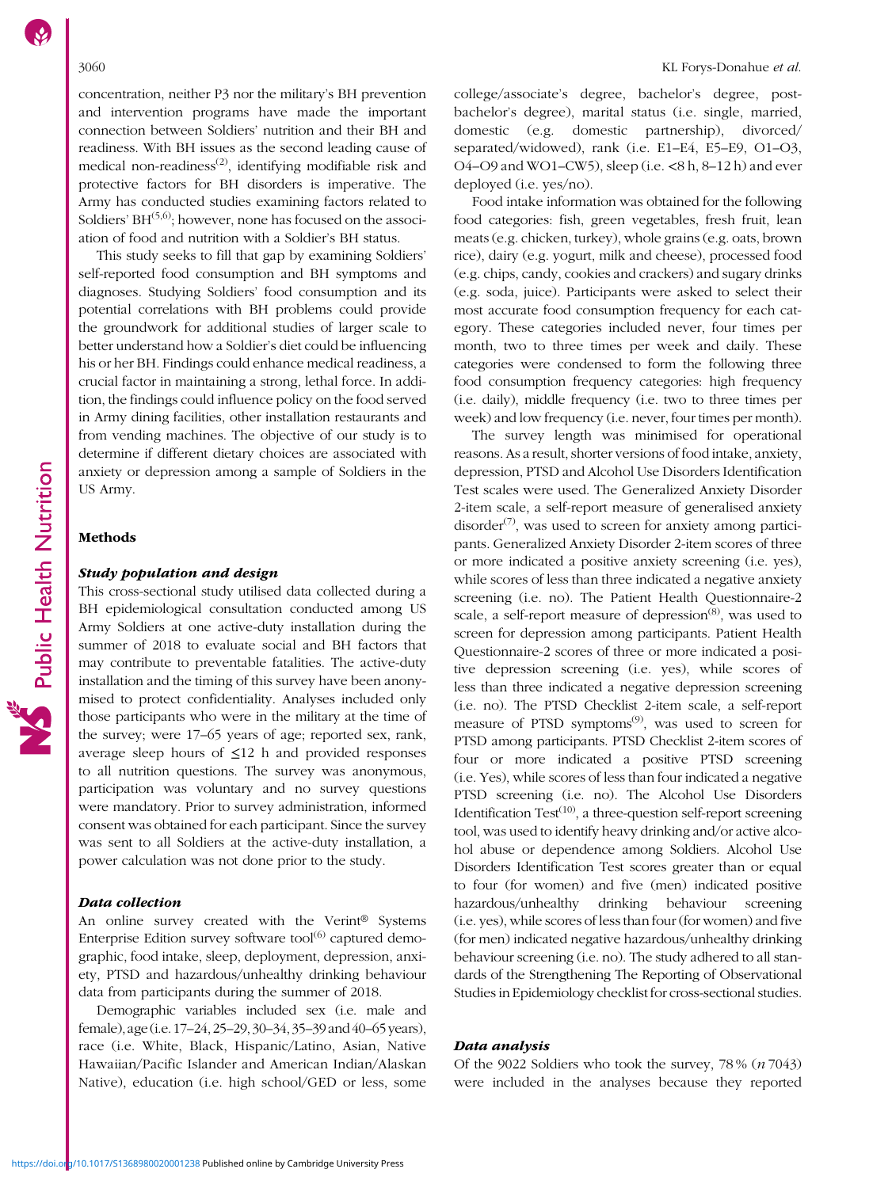concentration, neither P3 nor the military's BH prevention and intervention programs have made the important connection between Soldiers' nutrition and their BH and readiness. With BH issues as the second leading cause of medical non-readiness[2], identifying modifiable risk and protective factors for BH disorders is imperative. The Army has conducted studies examining factors related to Soldiers' BH[5,6]; however, none has focused on the association of food and nutrition with a Soldier's BH status.

This study seeks to fill that gap by examining Soldiers' self-reported food consumption and BH symptoms and diagnoses. Studying Soldiers' food consumption and its potential correlations with BH problems could provide the groundwork for additional studies of larger scale to better understand how a Soldier's diet could be influencing his or her BH. Findings could enhance medical readiness, a crucial factor in maintaining a strong, lethal force. In addition, the findings could influence policy on the food served in Army dining facilities, other installation restaurants and from vending machines. The objective of our study is to determine if different dietary choices are associated with anxiety or depression among a sample of Soldiers in the US Army.

## Methods

### *Study population and design*

This cross-sectional study utilised data collected during a BH epidemiological consultation conducted among US Army Soldiers at one active-duty installation during the summer of 2018 to evaluate social and BH factors that may contribute to preventable fatalities. The active-duty installation and the timing of this survey have been anonymised to protect confidentiality. Analyses included only those participants who were in the military at the time of the survey; were 17–65 years of age; reported sex, rank, average sleep hours of ≤12 h and provided responses to all nutrition questions. The survey was anonymous, participation was voluntary and no survey questions were mandatory. Prior to survey administration, informed consent was obtained for each participant. Since the survey was sent to all Soldiers at the active-duty installation, a power calculation was not done prior to the study.

### *Data collection*

An online survey created with the Verint® Systems Enterprise Edition survey software tool[6] captured demographic, food intake, sleep, deployment, depression, anxiety, PTSD and hazardous/unhealthy drinking behaviour data from participants during the summer of 2018.

Demographic variables included sex (i.e. male and female), age (i.e. 17–24, 25–29, 30–34, 35–39 and 40–65 years), race (i.e. White, Black, Hispanic/Latino, Asian, Native Hawaiian/Pacific Islander and American Indian/Alaskan Native), education (i.e. high school/GED or less, some college/associate's degree, bachelor's degree, post-bachelor's degree), marital status (i.e. single, married, domestic (e.g. domestic partnership), divorced/separated/widowed), rank (i.e. E1–E4, E5–E9, O1–O3, O4–O9 and WO1–CW5), sleep (i.e. <8 h, 8–12 h) and ever deployed (i.e. yes/no).

Food intake information was obtained for the following food categories: fish, green vegetables, fresh fruit, lean meats (e.g. chicken, turkey), whole grains (e.g. oats, brown rice), dairy (e.g. yogurt, milk and cheese), processed food (e.g. chips, candy, cookies and crackers) and sugary drinks (e.g. soda, juice). Participants were asked to select their most accurate food consumption frequency for each category. These categories included never, four times per month, two to three times per week and daily. These categories were condensed to form the following three food consumption frequency categories: high frequency (i.e. daily), middle frequency (i.e. two to three times per week) and low frequency (i.e. never, four times per month).

The survey length was minimised for operational reasons. As a result, shorter versions of food intake, anxiety, depression, PTSD and Alcohol Use Disorders Identification Test scales were used. The Generalized Anxiety Disorder 2-item scale, a self-report measure of generalised anxiety disorder[7], was used to screen for anxiety among participants. Generalized Anxiety Disorder 2-item scores of three or more indicated a positive anxiety screening (i.e. yes), while scores of less than three indicated a negative anxiety screening (i.e. no). The Patient Health Questionnaire-2 scale, a self-report measure of depression[8], was used to screen for depression among participants. Patient Health Questionnaire-2 scores of three or more indicated a positive depression screening (i.e. yes), while scores of less than three indicated a negative depression screening (i.e. no). The PTSD Checklist 2-item scale, a self-report measure of PTSD symptoms[9], was used to screen for PTSD among participants. PTSD Checklist 2-item scores of four or more indicated a positive PTSD screening (i.e. Yes), while scores of less than four indicated a negative PTSD screening (i.e. no). The Alcohol Use Disorders Identification Test[10], a three-question self-report screening tool, was used to identify heavy drinking and/or active alcohol abuse or dependence among Soldiers. Alcohol Use Disorders Identification Test scores greater than or equal to four (for women) and five (men) indicated positive hazardous/unhealthy drinking behaviour screening (i.e. yes), while scores of less than four (for women) and five (for men) indicated negative hazardous/unhealthy drinking behaviour screening (i.e. no). The study adhered to all standards of the Strengthening The Reporting of Observational Studies in Epidemiology checklist for cross-sectional studies.

### *Data analysis*

Of the 9022 Soldiers who took the survey, 78 % (*n* 7043) were included in the analyses because they reported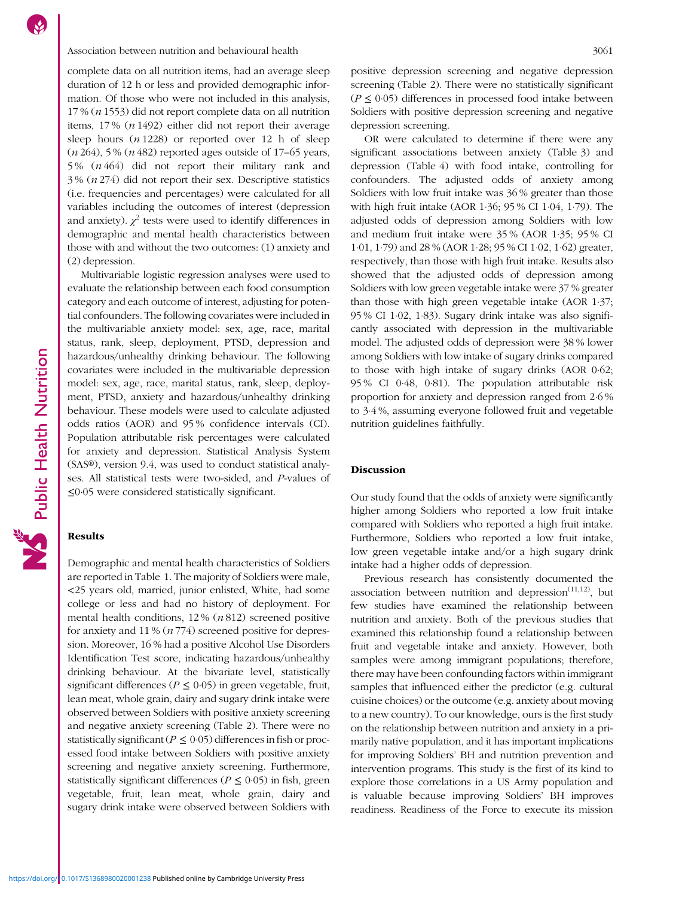complete data on all nutrition items, had an average sleep duration of 12 h or less and provided demographic information. Of those who were not included in this analysis, 17 % (*n* 1553) did not report complete data on all nutrition items, 17 % (*n* 1492) either did not report their average sleep hours (*n* 1228) or reported over 12 h of sleep (*n* 264), 5 % (*n* 482) reported ages outside of 17–65 years, 5 % (*n* 464) did not report their military rank and 3 % (*n* 274) did not report their sex. Descriptive statistics (i.e. frequencies and percentages) were calculated for all variables including the outcomes of interest (depression and anxiety). $\chi^2$ tests were used to identify differences in demographic and mental health characteristics between those with and without the two outcomes: (1) anxiety and (2) depression.

Multivariable logistic regression analyses were used to evaluate the relationship between each food consumption category and each outcome of interest, adjusting for potential confounders. The following covariates were included in the multivariable anxiety model: sex, age, race, marital status, rank, sleep, deployment, PTSD, depression and hazardous/unhealthy drinking behaviour. The following covariates were included in the multivariable depression model: sex, age, race, marital status, rank, sleep, deployment, PTSD, anxiety and hazardous/unhealthy drinking behaviour. These models were used to calculate adjusted odds ratios (AOR) and 95 % confidence intervals (CI). Population attributable risk percentages were calculated for anxiety and depression. Statistical Analysis System (SAS®), version 9.4, was used to conduct statistical analyses. All statistical tests were two-sided, and *P*-values of ≤0·05 were considered statistically significant.

## Results

Demographic and mental health characteristics of Soldiers are reported in Table 1. The majority of Soldiers were male, <25 years old, married, junior enlisted, White, had some college or less and had no history of deployment. For mental health conditions, 12 % (*n* 812) screened positive for anxiety and 11 % (*n* 774) screened positive for depression. Moreover, 16 % had a positive Alcohol Use Disorders Identification Test score, indicating hazardous/unhealthy drinking behaviour. At the bivariate level, statistically significant differences ($P \leq 0·05$) in green vegetable, fruit, lean meat, whole grain, dairy and sugary drink intake were observed between Soldiers with positive anxiety screening and negative anxiety screening (Table 2). There were no statistically significant ($P \leq 0·05$) differences in fish or processed food intake between Soldiers with positive anxiety screening and negative anxiety screening. Furthermore, statistically significant differences ($P \leq 0·05$) in fish, green vegetable, fruit, lean meat, whole grain, dairy and sugary drink intake were observed between Soldiers with positive depression screening and negative depression screening (Table 2). There were no statistically significant ($P \leq 0·05$) differences in processed food intake between Soldiers with positive depression screening and negative depression screening.

OR were calculated to determine if there were any significant associations between anxiety (Table 3) and depression (Table 4) with food intake, controlling for confounders. The adjusted odds of anxiety among Soldiers with low fruit intake was 36 % greater than those with high fruit intake (AOR 1·36; 95 % CI 1·04, 1·79). The adjusted odds of depression among Soldiers with low and medium fruit intake were 35 % (AOR 1·35; 95 % CI 1·01, 1·79) and 28 % (AOR 1·28; 95 % CI 1·02, 1·62) greater, respectively, than those with high fruit intake. Results also showed that the adjusted odds of depression among Soldiers with low green vegetable intake were 37 % greater than those with high green vegetable intake (AOR 1·37; 95 % CI 1·02, 1·83). Sugary drink intake was also significantly associated with depression in the multivariable model. The adjusted odds of depression were 38 % lower among Soldiers with low intake of sugary drinks compared to those with high intake of sugary drinks (AOR 0·62; 95 % CI 0·48, 0·81). The population attributable risk proportion for anxiety and depression ranged from 2·6 % to 3·4 %, assuming everyone followed fruit and vegetable nutrition guidelines faithfully.

## Discussion

Our study found that the odds of anxiety were significantly higher among Soldiers who reported a low fruit intake compared with Soldiers who reported a high fruit intake. Furthermore, Soldiers who reported a low fruit intake, low green vegetable intake and/or a high sugary drink intake had a higher odds of depression.

Previous research has consistently documented the association between nutrition and depression[11,12], but few studies have examined the relationship between nutrition and anxiety. Both of the previous studies that examined this relationship found a relationship between fruit and vegetable intake and anxiety. However, both samples were among immigrant populations; therefore, there may have been confounding factors within immigrant samples that influenced either the predictor (e.g. cultural cuisine choices) or the outcome (e.g. anxiety about moving to a new country). To our knowledge, ours is the first study on the relationship between nutrition and anxiety in a primarily native population, and it has important implications for improving Soldiers' BH and nutrition prevention and intervention programs. This study is the first of its kind to explore those correlations in a US Army population and is valuable because improving Soldiers' BH improves readiness. Readiness of the Force to execute its mission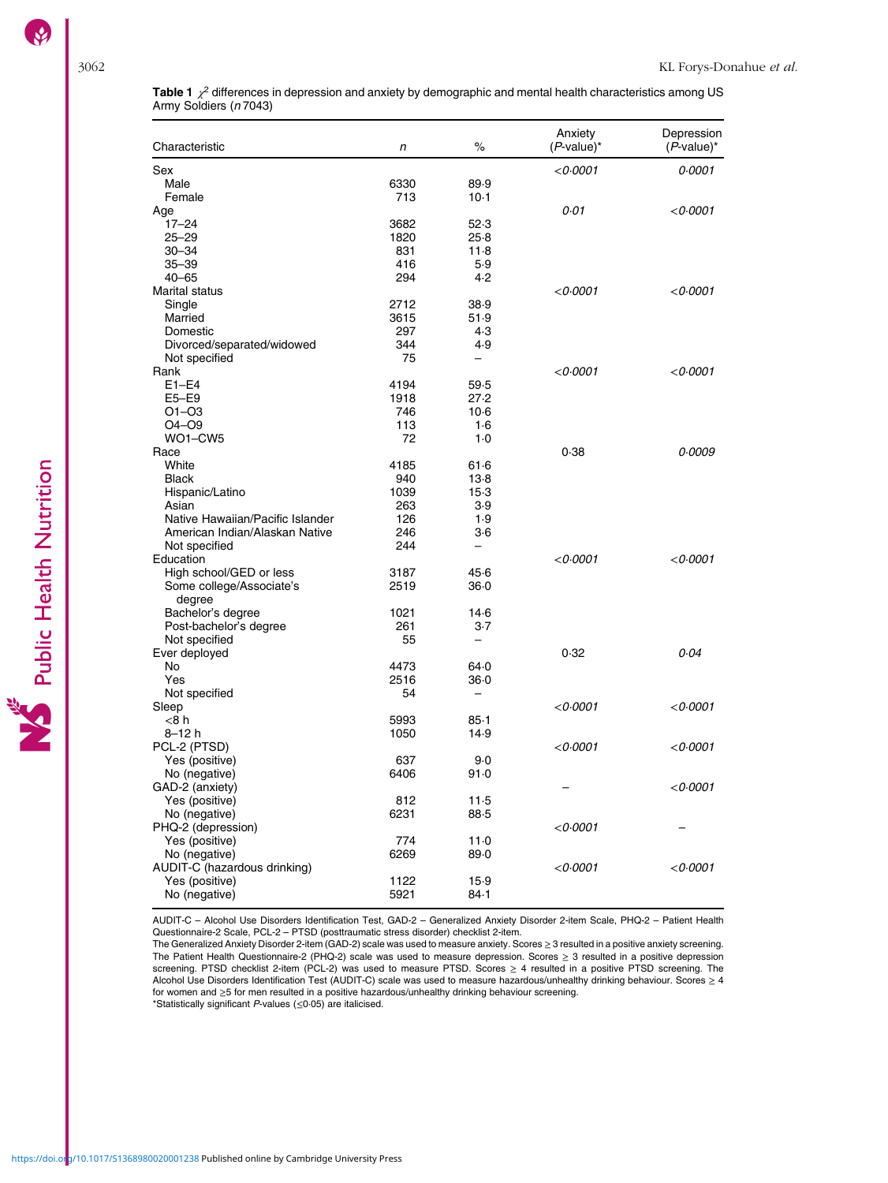**Table 1** $\chi^2$ differences in depression and anxiety by demographic and mental health characteristics among US Army Soldiers (*n* 7043)

| Characteristic | *n* | % | Anxiety (*P*-value)* | Depression (*P*-value)* |
|---|---|---|---|---|
| Sex | | | *<0·0001* | *0·0001* |
| Male | 6330 | 89·9 | | |
| Female | 713 | 10·1 | | |
| Age | | | *0·01* | *<0·0001* |
| 17–24 | 3682 | 52·3 | | |
| 25–29 | 1820 | 25·8 | | |
| 30–34 | 831 | 11·8 | | |
| 35–39 | 416 | 5·9 | | |
| 40–65 | 294 | 4·2 | | |
| Marital status | | | *<0·0001* | *<0·0001* |
| Single | 2712 | 38·9 | | |
| Married | 3615 | 51·9 | | |
| Domestic | 297 | 4·3 | | |
| Divorced/separated/widowed | 344 | 4·9 | | |
| Not specified | 75 | – | | |
| Rank | | | *<0·0001* | *<0·0001* |
| E1–E4 | 4194 | 59·5 | | |
| E5–E9 | 1918 | 27·2 | | |
| O1–O3 | 746 | 10·6 | | |
| O4–O9 | 113 | 1·6 | | |
| WO1–CW5 | 72 | 1·0 | | |
| Race | | | 0·38 | *0·0009* |
| White | 4185 | 61·6 | | |
| Black | 940 | 13·8 | | |
| Hispanic/Latino | 1039 | 15·3 | | |
| Asian | 263 | 3·9 | | |
| Native Hawaiian/Pacific Islander | 126 | 1·9 | | |
| American Indian/Alaskan Native | 246 | 3·6 | | |
| Not specified | 244 | – | | |
| Education | | | *<0·0001* | *<0·0001* |
| High school/GED or less | 3187 | 45·6 | | |
| Some college/Associate's degree | 2519 | 36·0 | | |
| Bachelor's degree | 1021 | 14·6 | | |
| Post-bachelor's degree | 261 | 3·7 | | |
| Not specified | 55 | – | | |
| Ever deployed | | | 0·32 | *0·04* |
| No | 4473 | 64·0 | | |
| Yes | 2516 | 36·0 | | |
| Not specified | 54 | – | | |
| Sleep | | | *<0·0001* | *<0·0001* |
| <8 h | 5993 | 85·1 | | |
| 8–12 h | 1050 | 14·9 | | |
| PCL-2 (PTSD) | | | *<0·0001* | *<0·0001* |
| Yes (positive) | 637 | 9·0 | | |
| No (negative) | 6406 | 91·0 | | |
| GAD-2 (anxiety) | | | – | *<0·0001* |
| Yes (positive) | 812 | 11·5 | | |
| No (negative) | 6231 | 88·5 | | |
| PHQ-2 (depression) | | | *<0·0001* | – |
| Yes (positive) | 774 | 11·0 | | |
| No (negative) | 6269 | 89·0 | | |
| AUDIT-C (hazardous drinking) | | | *<0·0001* | *<0·0001* |
| Yes (positive) | 1122 | 15·9 | | |
| No (negative) | 5921 | 84·1 | | |

AUDIT-C – Alcohol Use Disorders Identification Test, GAD-2 – Generalized Anxiety Disorder 2-item Scale, PHQ-2 – Patient Health Questionnaire-2 Scale, PCL-2 – PTSD (posttraumatic stress disorder) checklist 2-item.
The Generalized Anxiety Disorder 2-item (GAD-2) scale was used to measure anxiety. Scores ≥ 3 resulted in a positive anxiety screening. The Patient Health Questionnaire-2 (PHQ-2) scale was used to measure depression. Scores ≥ 3 resulted in a positive depression screening. PTSD checklist 2-item (PCL-2) was used to measure PTSD. Scores ≥ 4 resulted in a positive PTSD screening. The Alcohol Use Disorders Identification Test (AUDIT-C) scale was used to measure hazardous/unhealthy drinking behaviour. Scores ≥ 4 for women and ≥5 for men resulted in a positive hazardous/unhealthy drinking behaviour screening.
*Statistically significant *P*-values (≤0·05) are italicised.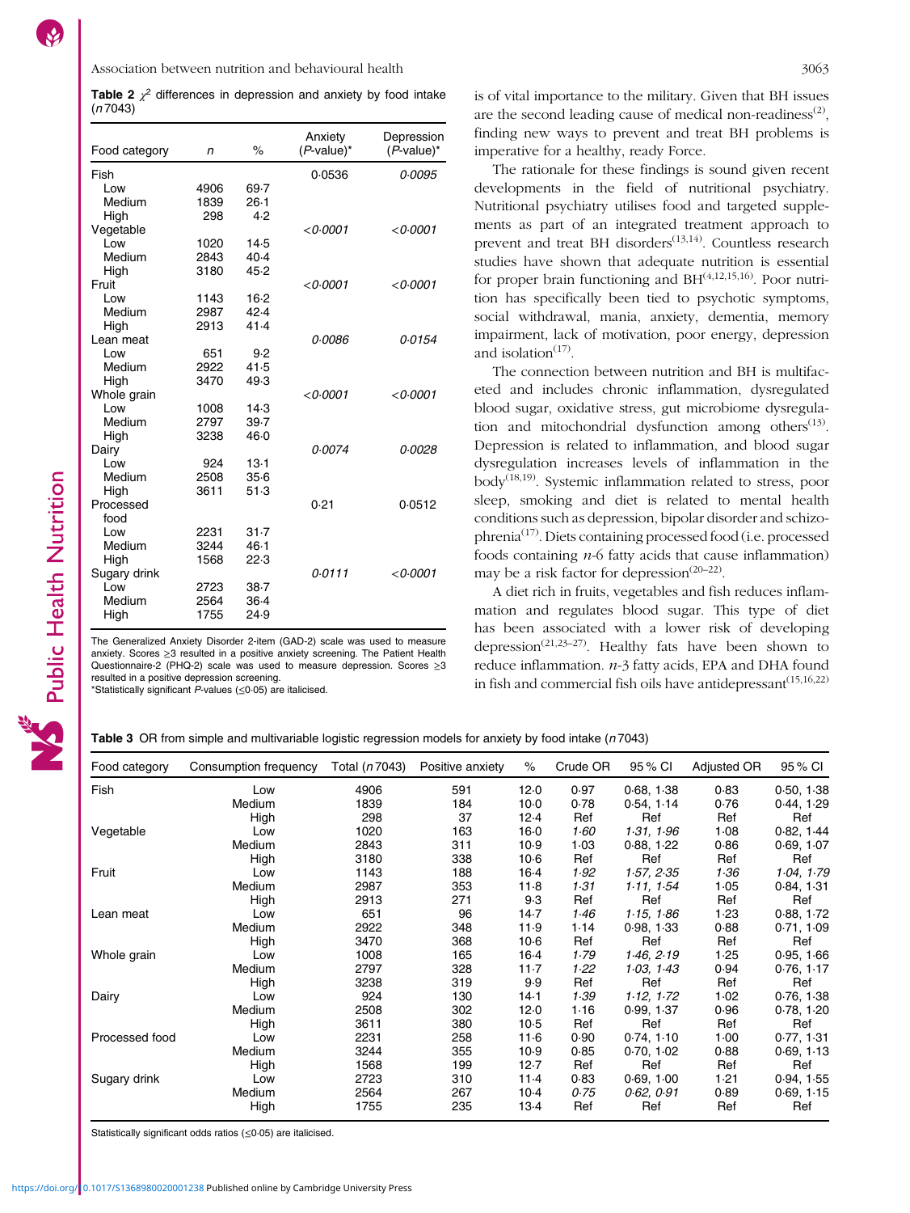**Table 2** $\chi^2$ differences in depression and anxiety by food intake (*n* 7043)

| Food category | *n* | % | Anxiety (*P*-value)* | Depression (*P*-value)* |
|---|---|---|---|---|
| Fish | | | 0·0536 | *0·0095* |
| Low | 4906 | 69·7 | | |
| Medium | 1839 | 26·1 | | |
| High | 298 | 4·2 | | |
| Vegetable | | | *<0·0001* | *<0·0001* |
| Low | 1020 | 14·5 | | |
| Medium | 2843 | 40·4 | | |
| High | 3180 | 45·2 | | |
| Fruit | | | *<0·0001* | *<0·0001* |
| Low | 1143 | 16·2 | | |
| Medium | 2987 | 42·4 | | |
| High | 2913 | 41·4 | | |
| Lean meat | | | *0·0086* | *0·0154* |
| Low | 651 | 9·2 | | |
| Medium | 2922 | 41·5 | | |
| High | 3470 | 49·3 | | |
| Whole grain | | | *<0·0001* | *<0·0001* |
| Low | 1008 | 14·3 | | |
| Medium | 2797 | 39·7 | | |
| High | 3238 | 46·0 | | |
| Dairy | | | *0·0074* | *0·0028* |
| Low | 924 | 13·1 | | |
| Medium | 2508 | 35·6 | | |
| High | 3611 | 51·3 | | |
| Processed food | | | 0·21 | 0·0512 |
| Low | 2231 | 31·7 | | |
| Medium | 3244 | 46·1 | | |
| High | 1568 | 22·3 | | |
| Sugary drink | | | *0·0111* | *<0·0001* |
| Low | 2723 | 38·7 | | |
| Medium | 2564 | 36·4 | | |
| High | 1755 | 24·9 | | |

The Generalized Anxiety Disorder 2-item (GAD-2) scale was used to measure anxiety. Scores ≥3 resulted in a positive anxiety screening. The Patient Health Questionnaire-2 (PHQ-2) scale was used to measure depression. Scores ≥3 resulted in a positive depression screening.
*Statistically significant *P*-values (≤0·05) are italicised.

is of vital importance to the military. Given that BH issues are the second leading cause of medical non-readiness[2], finding new ways to prevent and treat BH problems is imperative for a healthy, ready Force.

The rationale for these findings is sound given recent developments in the field of nutritional psychiatry. Nutritional psychiatry utilises food and targeted supplements as part of an integrated treatment approach to prevent and treat BH disorders[13,14]. Countless research studies have shown that adequate nutrition is essential for proper brain functioning and BH[4,12,15,16]. Poor nutrition has specifically been tied to psychotic symptoms, social withdrawal, mania, anxiety, dementia, memory impairment, lack of motivation, poor energy, depression and isolation[17].

The connection between nutrition and BH is multifaceted and includes chronic inflammation, dysregulated blood sugar, oxidative stress, gut microbiome dysregulation and mitochondrial dysfunction among others[13]. Depression is related to inflammation, and blood sugar dysregulation increases levels of inflammation in the body[18,19]. Systemic inflammation related to stress, poor sleep, smoking and diet is related to mental health conditions such as depression, bipolar disorder and schizophrenia[17]. Diets containing processed food (i.e. processed foods containing *n*-6 fatty acids that cause inflammation) may be a risk factor for depression[20–22].

A diet rich in fruits, vegetables and fish reduces inflammation and regulates blood sugar. This type of diet has been associated with a lower risk of developing depression[21,23–27]. Healthy fats have been shown to reduce inflammation. *n*-3 fatty acids, EPA and DHA found in fish and commercial fish oils have antidepressant[15,16,22]

**Table 3** OR from simple and multivariable logistic regression models for anxiety by food intake (*n* 7043)

| Food category | Consumption frequency | Total (*n* 7043) | Positive anxiety | % | Crude OR | 95 % CI | Adjusted OR | 95 % CI |
|---|---|---|---|---|---|---|---|---|
| Fish | Low | 4906 | 591 | 12·0 | 0·97 | 0·68, 1·38 | 0·83 | 0·50, 1·38 |
| | Medium | 1839 | 184 | 10·0 | 0·78 | 0·54, 1·14 | 0·76 | 0·44, 1·29 |
| | High | 298 | 37 | 12·4 | Ref | Ref | Ref | Ref |
| Vegetable | Low | 1020 | 163 | 16·0 | *1·60* | *1·31, 1·96* | 1·08 | 0·82, 1·44 |
| | Medium | 2843 | 311 | 10·9 | 1·03 | 0·88, 1·22 | 0·86 | 0·69, 1·07 |
| | High | 3180 | 338 | 10·6 | Ref | Ref | Ref | Ref |
| Fruit | Low | 1143 | 188 | 16·4 | *1·92* | *1·57, 2·35* | *1·36* | *1·04, 1·79* |
| | Medium | 2987 | 353 | 11·8 | *1·31* | *1·11, 1·54* | 1·05 | 0·84, 1·31 |
| | High | 2913 | 271 | 9·3 | Ref | Ref | Ref | Ref |
| Lean meat | Low | 651 | 96 | 14·7 | *1·46* | *1·15, 1·86* | 1·23 | 0·88, 1·72 |
| | Medium | 2922 | 348 | 11·9 | 1·14 | 0·98, 1·33 | 0·88 | 0·71, 1·09 |
| | High | 3470 | 368 | 10·6 | Ref | Ref | Ref | Ref |
| Whole grain | Low | 1008 | 165 | 16·4 | *1·79* | *1·46, 2·19* | 1·25 | 0·95, 1·66 |
| | Medium | 2797 | 328 | 11·7 | *1·22* | *1·03, 1·43* | 0·94 | 0·76, 1·17 |
| | High | 3238 | 319 | 9·9 | Ref | Ref | Ref | Ref |
| Dairy | Low | 924 | 130 | 14·1 | *1·39* | *1·12, 1·72* | 1·02 | 0·76, 1·38 |
| | Medium | 2508 | 302 | 12·0 | 1·16 | 0·99, 1·37 | 0·96 | 0·78, 1·20 |
| | High | 3611 | 380 | 10·5 | Ref | Ref | Ref | Ref |
| Processed food | Low | 2231 | 258 | 11·6 | 0·90 | 0·74, 1·10 | 1·00 | 0·77, 1·31 |
| | Medium | 3244 | 355 | 10·9 | 0·85 | 0·70, 1·02 | 0·88 | 0·69, 1·13 |
| | High | 1568 | 199 | 12·7 | Ref | Ref | Ref | Ref |
| Sugary drink | Low | 2723 | 310 | 11·4 | 0·83 | 0·69, 1·00 | 1·21 | 0·94, 1·55 |
| | Medium | 2564 | 267 | 10·4 | *0·75* | *0·62, 0·91* | 0·89 | 0·69, 1·15 |
| | High | 1755 | 235 | 13·4 | Ref | Ref | Ref | Ref |

Statistically significant odds ratios (≤0·05) are italicised.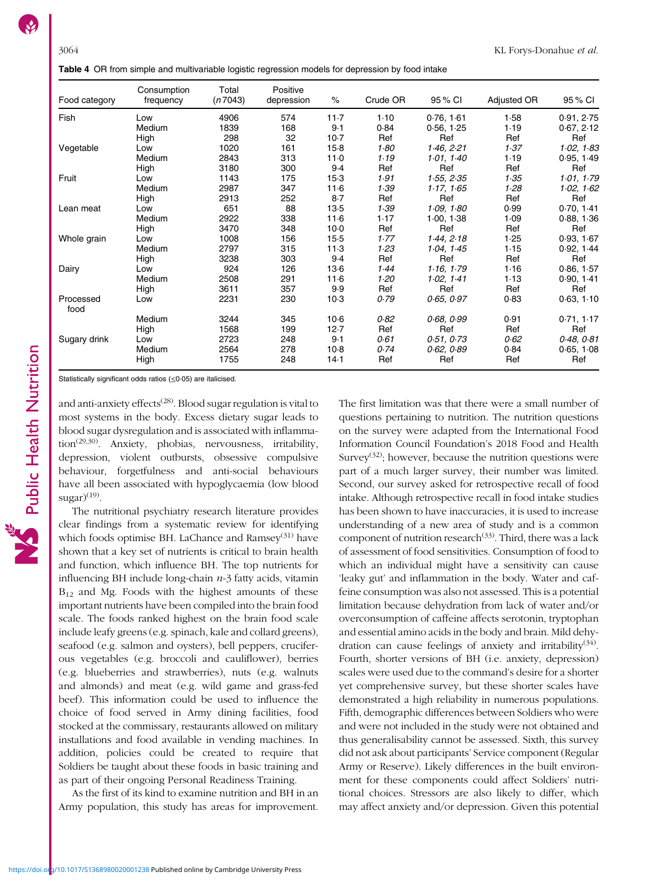**Table 4** OR from simple and multivariable logistic regression models for depression by food intake

| Food category | Consumption frequency | Total (*n* 7043) | Positive depression | % | Crude OR | 95 % CI | Adjusted OR | 95 % CI |
|---|---|---|---|---|---|---|---|---|
| Fish | Low | 4906 | 574 | 11·7 | 1·10 | 0·76, 1·61 | 1·58 | 0·91, 2·75 |
| | Medium | 1839 | 168 | 9·1 | 0·84 | 0·56, 1·25 | 1·19 | 0·67, 2·12 |
| | High | 298 | 32 | 10·7 | Ref | Ref | Ref | Ref |
| Vegetable | Low | 1020 | 161 | 15·8 | *1·80* | *1·46, 2·21* | *1·37* | *1·02, 1·83* |
| | Medium | 2843 | 313 | 11·0 | *1·19* | *1·01, 1·40* | 1·19 | 0·95, 1·49 |
| | High | 3180 | 300 | 9·4 | Ref | Ref | Ref | Ref |
| Fruit | Low | 1143 | 175 | 15·3 | *1·91* | *1·55, 2·35* | *1·35* | *1·01, 1·79* |
| | Medium | 2987 | 347 | 11·6 | *1·39* | *1·17, 1·65* | *1·28* | *1·02, 1·62* |
| | High | 2913 | 252 | 8·7 | Ref | Ref | Ref | Ref |
| Lean meat | Low | 651 | 88 | 13·5 | *1·39* | *1·09, 1·80* | 0·99 | 0·70, 1·41 |
| | Medium | 2922 | 338 | 11·6 | 1·17 | 1·00, 1·38 | 1·09 | 0·88, 1·36 |
| | High | 3470 | 348 | 10·0 | Ref | Ref | Ref | Ref |
| Whole grain | Low | 1008 | 156 | 15·5 | *1·77* | *1·44, 2·18* | 1·25 | 0·93, 1·67 |
| | Medium | 2797 | 315 | 11·3 | *1·23* | *1·04, 1·45* | 1·15 | 0·92, 1·44 |
| | High | 3238 | 303 | 9·4 | Ref | Ref | Ref | Ref |
| Dairy | Low | 924 | 126 | 13·6 | *1·44* | *1·16, 1·79* | 1·16 | 0·86, 1·57 |
| | Medium | 2508 | 291 | 11·6 | *1·20* | *1·02, 1·41* | 1·13 | 0·90, 1·41 |
| | High | 3611 | 357 | 9·9 | Ref | Ref | Ref | Ref |
| Processed food | Low | 2231 | 230 | 10·3 | *0·79* | *0·65, 0·97* | 0·83 | 0·63, 1·10 |
| | Medium | 3244 | 345 | 10·6 | *0·82* | *0·68, 0·99* | 0·91 | 0·71, 1·17 |
| | High | 1568 | 199 | 12·7 | Ref | Ref | Ref | Ref |
| Sugary drink | Low | 2723 | 248 | 9·1 | *0·61* | *0·51, 0·73* | *0·62* | *0·48, 0·81* |
| | Medium | 2564 | 278 | 10·8 | *0·74* | *0·62, 0·89* | 0·84 | 0·65, 1·08 |
| | High | 1755 | 248 | 14·1 | Ref | Ref | Ref | Ref |

Statistically significant odds ratios (≤0·05) are italicised.

and anti-anxiety effects[28]. Blood sugar regulation is vital to most systems in the body. Excess dietary sugar leads to blood sugar dysregulation and is associated with inflammation[29,30]. Anxiety, phobias, nervousness, irritability, depression, violent outbursts, obsessive compulsive behaviour, forgetfulness and anti-social behaviours have all been associated with hypoglycaemia (low blood sugar)[19].

The nutritional psychiatry research literature provides clear findings from a systematic review for identifying which foods optimise BH. LaChance and Ramsey[31] have shown that a key set of nutrients is critical to brain health and function, which influence BH. The top nutrients for influencing BH include long-chain *n*-3 fatty acids, vitamin $B_{12}$ and Mg. Foods with the highest amounts of these important nutrients have been compiled into the brain food scale. The foods ranked highest on the brain food scale include leafy greens (e.g. spinach, kale and collard greens), seafood (e.g. salmon and oysters), bell peppers, cruciferous vegetables (e.g. broccoli and cauliflower), berries (e.g. blueberries and strawberries), nuts (e.g. walnuts and almonds) and meat (e.g. wild game and grass-fed beef). This information could be used to influence the choice of food served in Army dining facilities, food stocked at the commissary, restaurants allowed on military installations and food available in vending machines. In addition, policies could be created to require that Soldiers be taught about these foods in basic training and as part of their ongoing Personal Readiness Training.

As the first of its kind to examine nutrition and BH in an Army population, this study has areas for improvement. The first limitation was that there were a small number of questions pertaining to nutrition. The nutrition questions on the survey were adapted from the International Food Information Council Foundation's 2018 Food and Health Survey[32]; however, because the nutrition questions were part of a much larger survey, their number was limited. Second, our survey asked for retrospective recall of food intake. Although retrospective recall in food intake studies has been shown to have inaccuracies, it is used to increase understanding of a new area of study and is a common component of nutrition research[33]. Third, there was a lack of assessment of food sensitivities. Consumption of food to which an individual might have a sensitivity can cause 'leaky gut' and inflammation in the body. Water and caffeine consumption was also not assessed. This is a potential limitation because dehydration from lack of water and/or overconsumption of caffeine affects serotonin, tryptophan and essential amino acids in the body and brain. Mild dehydration can cause feelings of anxiety and irritability[34]. Fourth, shorter versions of BH (i.e. anxiety, depression) scales were used due to the command's desire for a shorter yet comprehensive survey, but these shorter scales have demonstrated a high reliability in numerous populations. Fifth, demographic differences between Soldiers who were and were not included in the study were not obtained and thus generalisability cannot be assessed. Sixth, this survey did not ask about participants' Service component (Regular Army or Reserve). Likely differences in the built environment for these components could affect Soldiers' nutritional choices. Stressors are also likely to differ, which may affect anxiety and/or depression. Given this potential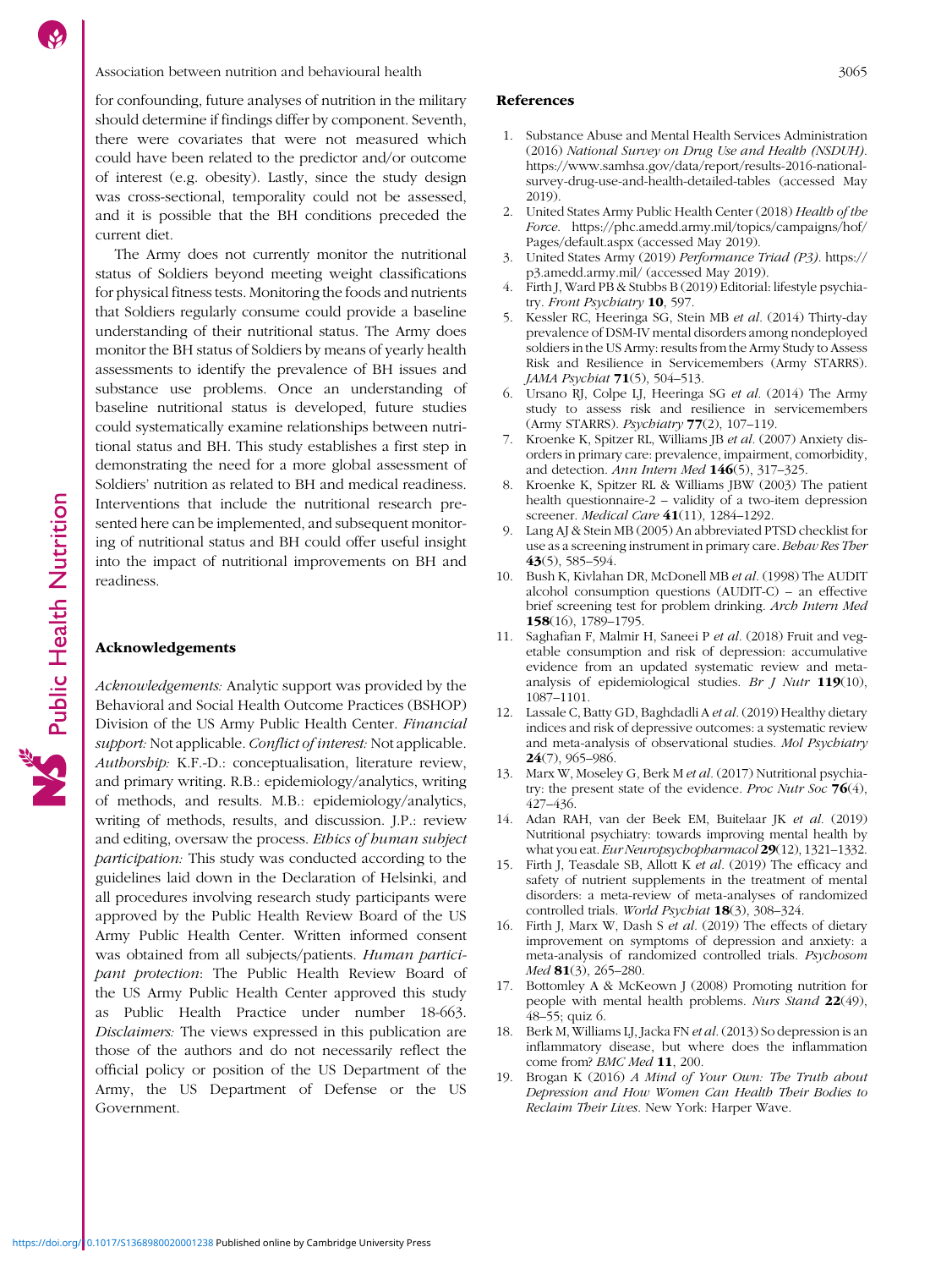for confounding, future analyses of nutrition in the military should determine if findings differ by component. Seventh, there were covariates that were not measured which could have been related to the predictor and/or outcome of interest (e.g. obesity). Lastly, since the study design was cross-sectional, temporality could not be assessed, and it is possible that the BH conditions preceded the current diet.

The Army does not currently monitor the nutritional status of Soldiers beyond meeting weight classifications for physical fitness tests. Monitoring the foods and nutrients that Soldiers regularly consume could provide a baseline understanding of their nutritional status. The Army does monitor the BH status of Soldiers by means of yearly health assessments to identify the prevalence of BH issues and substance use problems. Once an understanding of baseline nutritional status is developed, future studies could systematically examine relationships between nutritional status and BH. This study establishes a first step in demonstrating the need for a more global assessment of Soldiers' nutrition as related to BH and medical readiness. Interventions that include the nutritional research presented here can be implemented, and subsequent monitoring of nutritional status and BH could offer useful insight into the impact of nutritional improvements on BH and readiness.

## Acknowledgements

*Acknowledgements:* Analytic support was provided by the Behavioral and Social Health Outcome Practices (BSHOP) Division of the US Army Public Health Center. *Financial support:* Not applicable. *Conflict of interest:* Not applicable. *Authorship:* K.F.-D.: conceptualisation, literature review, and primary writing. R.B.: epidemiology/analytics, writing of methods, and results. M.B.: epidemiology/analytics, writing of methods, results, and discussion. J.P.: review and editing, oversaw the process. *Ethics of human subject participation:* This study was conducted according to the guidelines laid down in the Declaration of Helsinki, and all procedures involving research study participants were approved by the Public Health Review Board of the US Army Public Health Center. Written informed consent was obtained from all subjects/patients. *Human participant protection*: The Public Health Review Board of the US Army Public Health Center approved this study as Public Health Practice under number 18-663. *Disclaimers:* The views expressed in this publication are those of the authors and do not necessarily reflect the official policy or position of the US Department of the Army, the US Department of Defense or the US Government.

## References

1. Substance Abuse and Mental Health Services Administration (2016) *National Survey on Drug Use and Health (NSDUH)*. https://www.samhsa.gov/data/report/results-2016-national-survey-drug-use-and-health-detailed-tables (accessed May 2019).
2. United States Army Public Health Center (2018) *Health of the Force*. https://phc.amedd.army.mil/topics/campaigns/hof/Pages/default.aspx (accessed May 2019).
3. United States Army (2019) *Performance Triad (P3)*. https://p3.amedd.army.mil/ (accessed May 2019).
4. Firth J, Ward PB & Stubbs B (2019) Editorial: lifestyle psychiatry. *Front Psychiatry* **10**, 597.
5. Kessler RC, Heeringa SG, Stein MB *et al*. (2014) Thirty-day prevalence of DSM-IV mental disorders among nondeployed soldiers in the US Army: results from the Army Study to Assess Risk and Resilience in Servicemembers (Army STARRS). *JAMA Psychiat* **71**(5), 504–513.
6. Ursano RJ, Colpe LJ, Heeringa SG *et al*. (2014) The Army study to assess risk and resilience in servicemembers (Army STARRS). *Psychiatry* **77**(2), 107–119.
7. Kroenke K, Spitzer RL, Williams JB *et al*. (2007) Anxiety disorders in primary care: prevalence, impairment, comorbidity, and detection. *Ann Intern Med* **146**(5), 317–325.
8. Kroenke K, Spitzer RL & Williams JBW (2003) The patient health questionnaire-2 – validity of a two-item depression screener. *Medical Care* **41**(11), 1284–1292.
9. Lang AJ & Stein MB (2005) An abbreviated PTSD checklist for use as a screening instrument in primary care. *Behav Res Ther* **43**(5), 585–594.
10. Bush K, Kivlahan DR, McDonell MB *et al*. (1998) The AUDIT alcohol consumption questions (AUDIT-C) – an effective brief screening test for problem drinking. *Arch Intern Med* **158**(16), 1789–1795.
11. Saghafian F, Malmir H, Saneei P *et al*. (2018) Fruit and vegetable consumption and risk of depression: accumulative evidence from an updated systematic review and meta-analysis of epidemiological studies. *Br J Nutr* **119**(10), 1087–1101.
12. Lassale C, Batty GD, Baghdadli A *et al*. (2019) Healthy dietary indices and risk of depressive outcomes: a systematic review and meta-analysis of observational studies. *Mol Psychiatry* **24**(7), 965–986.
13. Marx W, Moseley G, Berk M *et al*. (2017) Nutritional psychiatry: the present state of the evidence. *Proc Nutr Soc* **76**(4), 427–436.
14. Adan RAH, van der Beek EM, Buitelaar JK *et al*. (2019) Nutritional psychiatry: towards improving mental health by what you eat. *Eur Neuropsychopharmacol* **29**(12), 1321–1332.
15. Firth J, Teasdale SB, Allott K *et al*. (2019) The efficacy and safety of nutrient supplements in the treatment of mental disorders: a meta-review of meta-analyses of randomized controlled trials. *World Psychiat* **18**(3), 308–324.
16. Firth J, Marx W, Dash S *et al*. (2019) The effects of dietary improvement on symptoms of depression and anxiety: a meta-analysis of randomized controlled trials. *Psychosom Med* **81**(3), 265–280.
17. Bottomley A & McKeown J (2008) Promoting nutrition for people with mental health problems. *Nurs Stand* **22**(49), 48–55; quiz 6.
18. Berk M, Williams LJ, Jacka FN *et al*. (2013) So depression is an inflammatory disease, but where does the inflammation come from? *BMC Med* **11**, 200.
19. Brogan K (2016) *A Mind of Your Own: The Truth about Depression and How Women Can Health Their Bodies to Reclaim Their Lives*. New York: Harper Wave.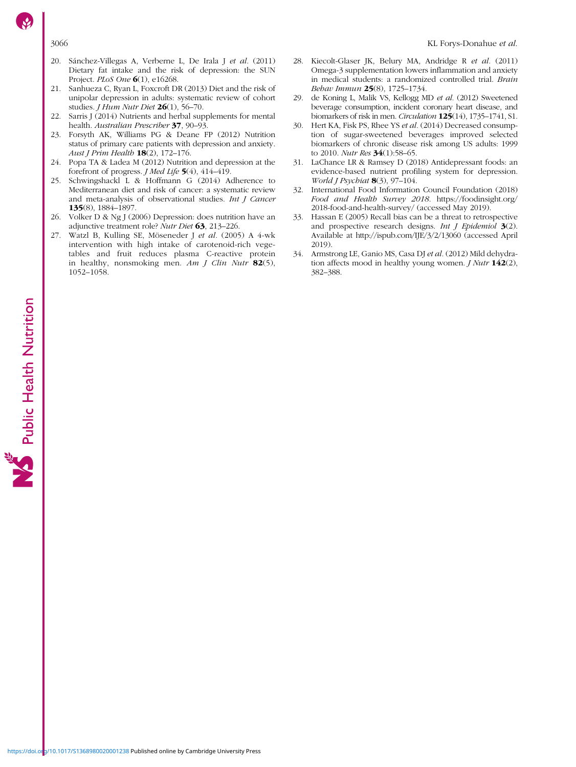20. Sánchez-Villegas A, Verberne L, De Irala J *et al.* (2011) Dietary fat intake and the risk of depression: the SUN Project. *PLoS One* **6**(1), e16268.
21. Sanhueza C, Ryan L, Foxcroft DR (2013) Diet and the risk of unipolar depression in adults: systematic review of cohort studies. *J Hum Nutr Diet* **26**(1), 56–70.
22. Sarris J (2014) Nutrients and herbal supplements for mental health. *Australian Prescriber* **37**, 90–93.
23. Forsyth AK, Williams PG & Deane FP (2012) Nutrition status of primary care patients with depression and anxiety. *Aust J Prim Health* **18**(2), 172–176.
24. Popa TA & Ladea M (2012) Nutrition and depression at the forefront of progress. *J Med Life* **5**(4), 414–419.
25. Schwingshackl L & Hoffmann G (2014) Adherence to Mediterranean diet and risk of cancer: a systematic review and meta-analysis of observational studies. *Int J Cancer* **135**(8), 1884–1897.
26. Volker D & Ng J (2006) Depression: does nutrition have an adjunctive treatment role? *Nutr Diet* **63**, 213–226.
27. Watzl B, Kulling SE, Möseneder J *et al.* (2005) A 4-wk intervention with high intake of carotenoid-rich vegetables and fruit reduces plasma C-reactive protein in healthy, nonsmoking men. *Am J Clin Nutr* **82**(5), 1052–1058.
28. Kiecolt-Glaser JK, Belury MA, Andridge R *et al.* (2011) Omega-3 supplementation lowers inflammation and anxiety in medical students: a randomized controlled trial. *Brain Behav Immun* **25**(8), 1725–1734.
29. de Koning L, Malik VS, Kellogg MD *et al.* (2012) Sweetened beverage consumption, incident coronary heart disease, and biomarkers of risk in men. *Circulation* **125**(14), 1735–1741, S1.
30. Hert KA, Fisk PS, Rhee YS *et al.* (2014) Decreased consumption of sugar-sweetened beverages improved selected biomarkers of chronic disease risk among US adults: 1999 to 2010. *Nutr Res* **34**(1):58–65.
31. LaChance LR & Ramsey D (2018) Antidepressant foods: an evidence-based nutrient profiling system for depression. *World J Psychiat* **8**(3), 97–104.
32. International Food Information Council Foundation (2018) *Food and Health Survey 2018*. https://foodinsight.org/2018-food-and-health-survey/ (accessed May 2019).
33. Hassan E (2005) Recall bias can be a threat to retrospective and prospective research designs. *Int J Epidemiol* **3**(2). Available at http://ispub.com/IJE/3/2/13060 (accessed April 2019).
34. Armstrong LE, Ganio MS, Casa DJ *et al.* (2012) Mild dehydration affects mood in healthy young women. *J Nutr* **142**(2), 382–388.